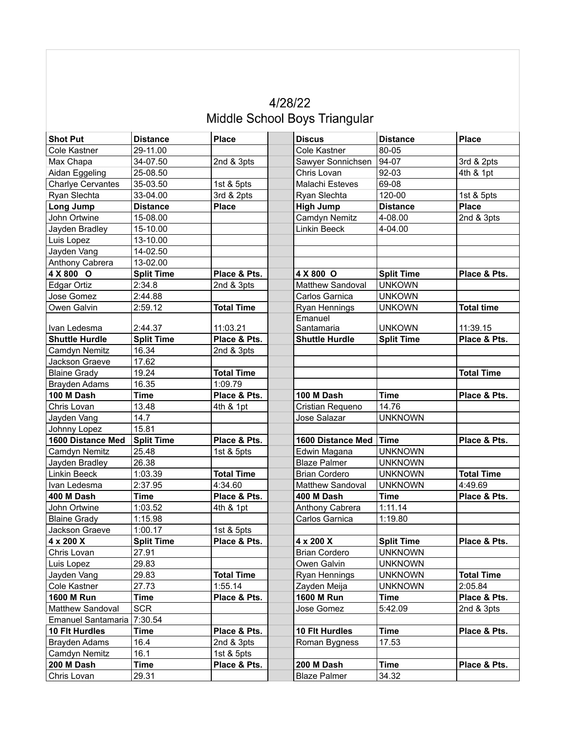# 4/28/22
## Middle School Boys Triangular

| **Shot Put** | **Distance** | **Place** | | **Discus** | **Distance** | **Place** |
|---|---|---|---|---|---|---|
| Cole Kastner | 29-11.00 | | | Cole Kastner | 80-05 | |
| Max Chapa | 34-07.50 | 2nd & 3pts | | Sawyer Sonnichsen | 94-07 | 3rd & 2pts |
| Aidan Eggeling | 25-08.50 | | | Chris Lovan | 92-03 | 4th & 1pt |
| Charlye Cervantes | 35-03.50 | 1st & 5pts | | Malachi Esteves | 69-08 | |
| Ryan Slechta | 33-04.00 | 3rd & 2pts | | Ryan Slechta | 120-00 | 1st & 5pts |
| **Long Jump** | **Distance** | **Place** | | **High Jump** | **Distance** | **Place** |
| John Ortwine | 15-08.00 | | | Camdyn Nemitz | 4-08.00 | 2nd & 3pts |
| Jayden Bradley | 15-10.00 | | | Linkin Beeck | 4-04.00 | |
| Luis Lopez | 13-10.00 | | | | | |
| Jayden Vang | 14-02.50 | | | | | |
| Anthony Cabrera | 13-02.00 | | | | | |
| **4 X 800 O** | **Split Time** | **Place & Pts.** | | **4 X 800 O** | **Split Time** | **Place & Pts.** |
| Edgar Ortiz | 2:34.8 | 2nd & 3pts | | Matthew Sandoval | UNKOWN | |
| Jose Gomez | 2:44.88 | | | Carlos Garnica | UNKOWN | |
| Owen Galvin | 2:59.12 | **Total Time** | | Ryan Hennings | UNKOWN | **Total time** |
| Ivan Ledesma | 2:44.37 | 11:03.21 | | Emanuel Santamaria | UNKOWN | 11:39.15 |
| **Shuttle Hurdle** | **Split Time** | **Place & Pts.** | | **Shuttle Hurdle** | **Split Time** | **Place & Pts.** |
| Camdyn Nemitz | 16.34 | 2nd & 3pts | | | | |
| Jackson Graeve | 17.62 | | | | | |
| Blaine Grady | 19.24 | **Total Time** | | | | **Total Time** |
| Brayden Adams | 16.35 | 1:09.79 | | | | |
| **100 M Dash** | **Time** | **Place & Pts.** | | **100 M Dash** | **Time** | **Place & Pts.** |
| Chris Lovan | 13.48 | 4th & 1pt | | Cristian Requeno | 14.76 | |
| Jayden Vang | 14.7 | | | Jose Salazar | UNKNOWN | |
| Johnny Lopez | 15.81 | | | | | |
| **1600 Distance Med** | **Split Time** | **Place & Pts.** | | **1600 Distance Med** | **Time** | **Place & Pts.** |
| Camdyn Nemitz | 25.48 | 1st & 5pts | | Edwin Magana | UNKNOWN | |
| Jayden Bradley | 26.38 | | | Blaze Palmer | UNKNOWN | |
| Linkin Beeck | 1:03.39 | **Total Time** | | Brian Cordero | UNKNOWN | **Total Time** |
| Ivan Ledesma | 2:37.95 | 4:34.60 | | Matthew Sandoval | UNKNOWN | 4:49.69 |
| **400 M Dash** | **Time** | **Place & Pts.** | | **400 M Dash** | **Time** | **Place & Pts.** |
| John Ortwine | 1:03.52 | 4th & 1pt | | Anthony Cabrera | 1:11.14 | |
| Blaine Grady | 1:15.98 | | | Carlos Garnica | 1:19.80 | |
| Jackson Graeve | 1:00.17 | 1st & 5pts | | | | |
| **4 x 200 X** | **Split Time** | **Place & Pts.** | | **4 x 200 X** | **Split Time** | **Place & Pts.** |
| Chris Lovan | 27.91 | | | Brian Cordero | UNKNOWN | |
| Luis Lopez | 29.83 | | | Owen Galvin | UNKNOWN | |
| Jayden Vang | 29.83 | **Total Time** | | Ryan Hennings | UNKNOWN | **Total Time** |
| Cole Kastner | 27.73 | 1:55.14 | | Zayden Meija | UNKNOWN | 2:05.84 |
| **1600 M Run** | **Time** | **Place & Pts.** | | **1600 M Run** | **Time** | **Place & Pts.** |
| Matthew Sandoval | SCR | | | Jose Gomez | 5:42.09 | 2nd & 3pts |
| Emanuel Santamaria | 7:30.54 | | | | | |
| **10 Flt Hurdles** | **Time** | **Place & Pts.** | | **10 Flt Hurdles** | **Time** | **Place & Pts.** |
| Brayden Adams | 16.4 | 2nd & 3pts | | Roman Bygness | 17.53 | |
| Camdyn Nemitz | 16.1 | 1st & 5pts | | | | |
| **200 M Dash** | **Time** | **Place & Pts.** | | **200 M Dash** | **Time** | **Place & Pts.** |
| Chris Lovan | 29.31 | | | Blaze Palmer | 34.32 | |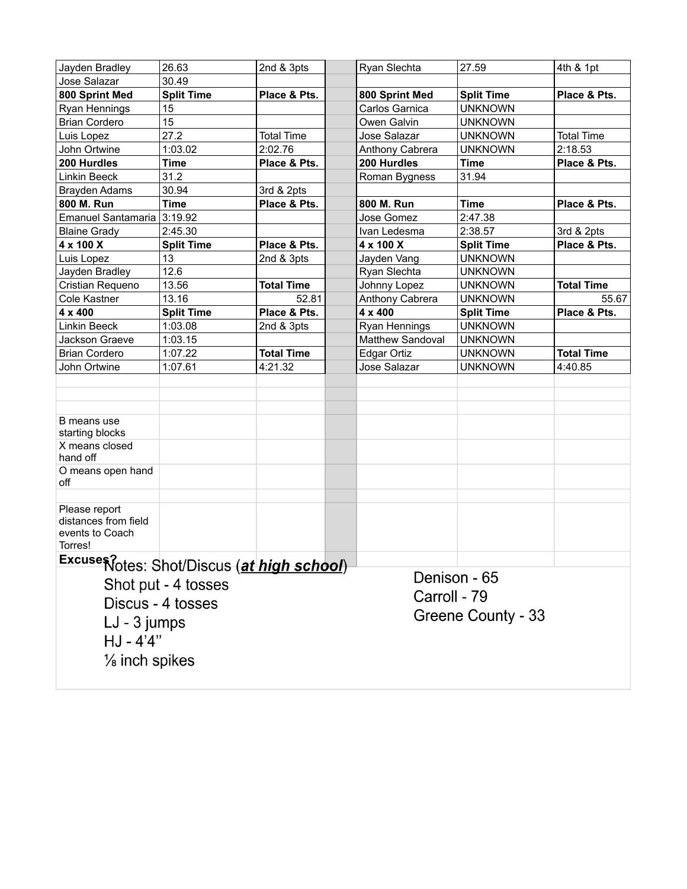| | | | | | | |
|---|---|---|---|---|---|---|
| Jayden Bradley | 26.63 | 2nd & 3pts | | Ryan Slechta | 27.59 | 4th & 1pt |
| Jose Salazar | 30.49 | | | | | |
| **800 Sprint Med** | **Split Time** | **Place & Pts.** | | **800 Sprint Med** | **Split Time** | **Place & Pts.** |
| Ryan Hennings | 15 | | | Carlos Garnica | UNKNOWN | |
| Brian Cordero | 15 | | | Owen Galvin | UNKNOWN | |
| Luis Lopez | 27.2 | Total Time | | Jose Salazar | UNKNOWN | Total Time |
| John Ortwine | 1:03.02 | 2:02.76 | | Anthony Cabrera | UNKNOWN | 2:18.53 |
| **200 Hurdles** | **Time** | **Place & Pts.** | | **200 Hurdles** | **Time** | **Place & Pts.** |
| Linkin Beeck | 31.2 | | | Roman Bygness | 31.94 | |
| Brayden Adams | 30.94 | 3rd & 2pts | | | | |
| **800 M. Run** | **Time** | **Place & Pts.** | | **800 M. Run** | **Time** | **Place & Pts.** |
| Emanuel Santamaria | 3:19.92 | | | Jose Gomez | 2:47.38 | |
| Blaine Grady | 2:45.30 | | | Ivan Ledesma | 2:38.57 | 3rd & 2pts |
| **4 x 100 X** | **Split Time** | **Place & Pts.** | | **4 x 100 X** | **Split Time** | **Place & Pts.** |
| Luis Lopez | 13 | 2nd & 3pts | | Jayden Vang | UNKNOWN | |
| Jayden Bradley | 12.6 | | | Ryan Slechta | UNKNOWN | |
| Cristian Requeno | 13.56 | **Total Time** | | Johnny Lopez | UNKNOWN | **Total Time** |
| Cole Kastner | 13.16 | 52.81 | | Anthony Cabrera | UNKNOWN | 55.67 |
| **4 x 400** | **Split Time** | **Place & Pts.** | | **4 x 400** | **Split Time** | **Place & Pts.** |
| Linkin Beeck | 1:03.08 | 2nd & 3pts | | Ryan Hennings | UNKNOWN | |
| Jackson Graeve | 1:03.15 | | | Matthew Sandoval | UNKNOWN | |
| Brian Cordero | 1:07.22 | **Total Time** | | Edgar Ortiz | UNKNOWN | **Total Time** |
| John Ortwine | 1:07.61 | 4:21.32 | | Jose Salazar | UNKNOWN | 4:40.85 |

B means use starting blocks

X means closed hand off

O means open hand off

Please report distances from field events to Coach Torres!

**Excuses?**

Notes: Shot/Discus (***at high school***)

Shot put - 4 tosses

Discus - 4 tosses

LJ - 3 jumps

HJ - 4'4"

⅛ inch spikes

Denison - 65

Carroll - 79

Greene County - 33